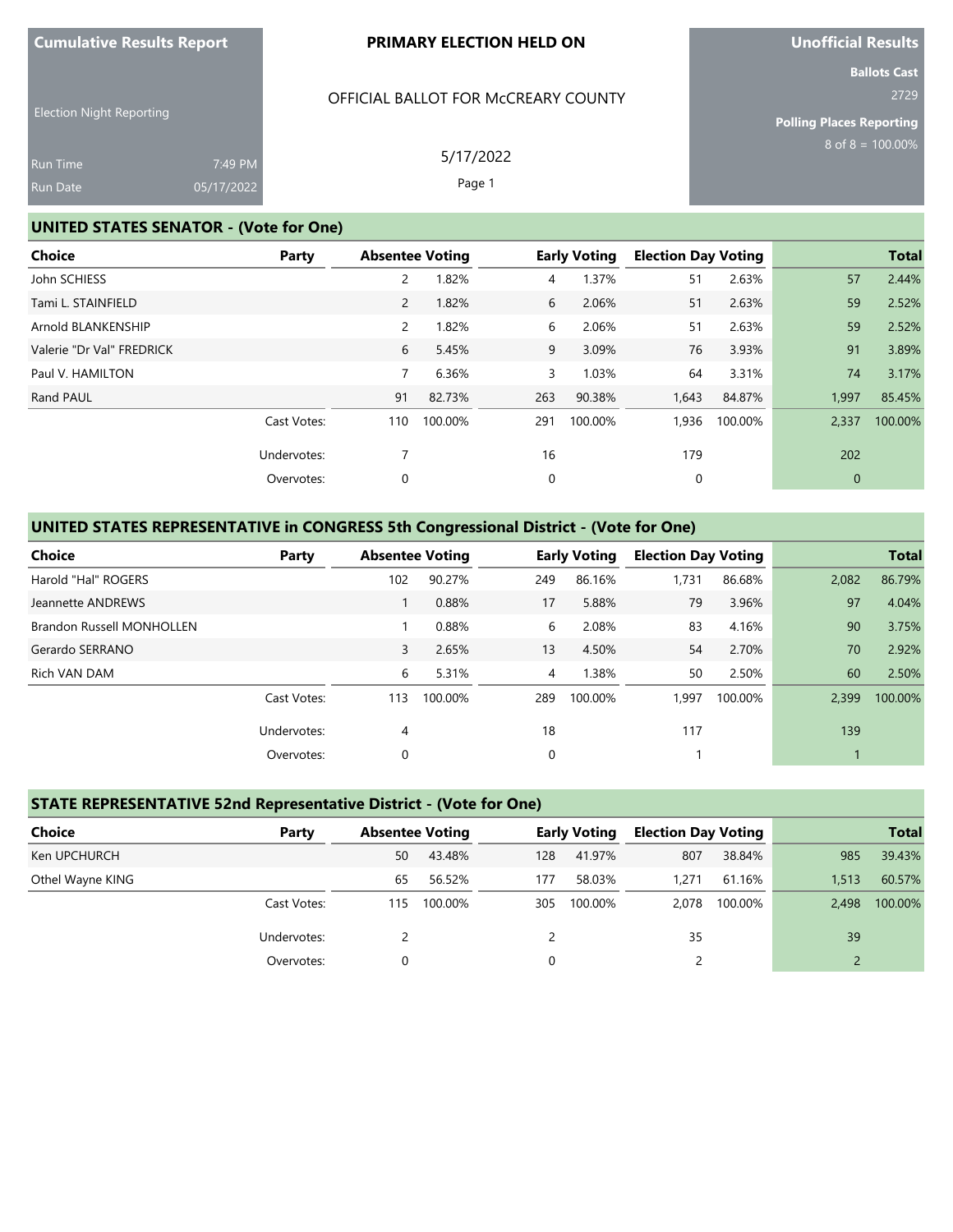**Cumulative Results Report**

Election Night Reporting

Run Time 7:49 PM
Run Date 05/17/2022

**PRIMARY ELECTION HELD ON**

OFFICIAL BALLOT FOR McCREARY COUNTY

5/17/2022

**Unofficial Results**

**Ballots Cast**
2729

**Polling Places Reporting**
8 of 8 = 100.00%

## UNITED STATES SENATOR - (Vote for One)

| Choice | Party | Absentee Voting | | Early Voting | | Election Day Voting | | Total | |
|---|---|---|---|---|---|---|---|---|---|
| John SCHIESS | | 2 | 1.82% | 4 | 1.37% | 51 | 2.63% | 57 | 2.44% |
| Tami L. STAINFIELD | | 2 | 1.82% | 6 | 2.06% | 51 | 2.63% | 59 | 2.52% |
| Arnold BLANKENSHIP | | 2 | 1.82% | 6 | 2.06% | 51 | 2.63% | 59 | 2.52% |
| Valerie "Dr Val" FREDRICK | | 6 | 5.45% | 9 | 3.09% | 76 | 3.93% | 91 | 3.89% |
| Paul V. HAMILTON | | 7 | 6.36% | 3 | 1.03% | 64 | 3.31% | 74 | 3.17% |
| Rand PAUL | | 91 | 82.73% | 263 | 90.38% | 1,643 | 84.87% | 1,997 | 85.45% |
| | Cast Votes: | 110 | 100.00% | 291 | 100.00% | 1,936 | 100.00% | 2,337 | 100.00% |
| | Undervotes: | 7 | | 16 | | 179 | | 202 | |
| | Overvotes: | 0 | | 0 | | 0 | | 0 | |

## UNITED STATES REPRESENTATIVE in CONGRESS 5th Congressional District - (Vote for One)

| Choice | Party | Absentee Voting | | Early Voting | | Election Day Voting | | Total | |
|---|---|---|---|---|---|---|---|---|---|
| Harold "Hal" ROGERS | | 102 | 90.27% | 249 | 86.16% | 1,731 | 86.68% | 2,082 | 86.79% |
| Jeannette ANDREWS | | 1 | 0.88% | 17 | 5.88% | 79 | 3.96% | 97 | 4.04% |
| Brandon Russell MONHOLLEN | | 1 | 0.88% | 6 | 2.08% | 83 | 4.16% | 90 | 3.75% |
| Gerardo SERRANO | | 3 | 2.65% | 13 | 4.50% | 54 | 2.70% | 70 | 2.92% |
| Rich VAN DAM | | 6 | 5.31% | 4 | 1.38% | 50 | 2.50% | 60 | 2.50% |
| | Cast Votes: | 113 | 100.00% | 289 | 100.00% | 1,997 | 100.00% | 2,399 | 100.00% |
| | Undervotes: | 4 | | 18 | | 117 | | 139 | |
| | Overvotes: | 0 | | 0 | | 1 | | 1 | |

## STATE REPRESENTATIVE 52nd Representative District - (Vote for One)

| Choice | Party | Absentee Voting | | Early Voting | | Election Day Voting | | Total | |
|---|---|---|---|---|---|---|---|---|---|
| Ken UPCHURCH | | 50 | 43.48% | 128 | 41.97% | 807 | 38.84% | 985 | 39.43% |
| Othel Wayne KING | | 65 | 56.52% | 177 | 58.03% | 1,271 | 61.16% | 1,513 | 60.57% |
| | Cast Votes: | 115 | 100.00% | 305 | 100.00% | 2,078 | 100.00% | 2,498 | 100.00% |
| | Undervotes: | 2 | | 2 | | 35 | | 39 | |
| | Overvotes: | 0 | | 0 | | 2 | | 2 | |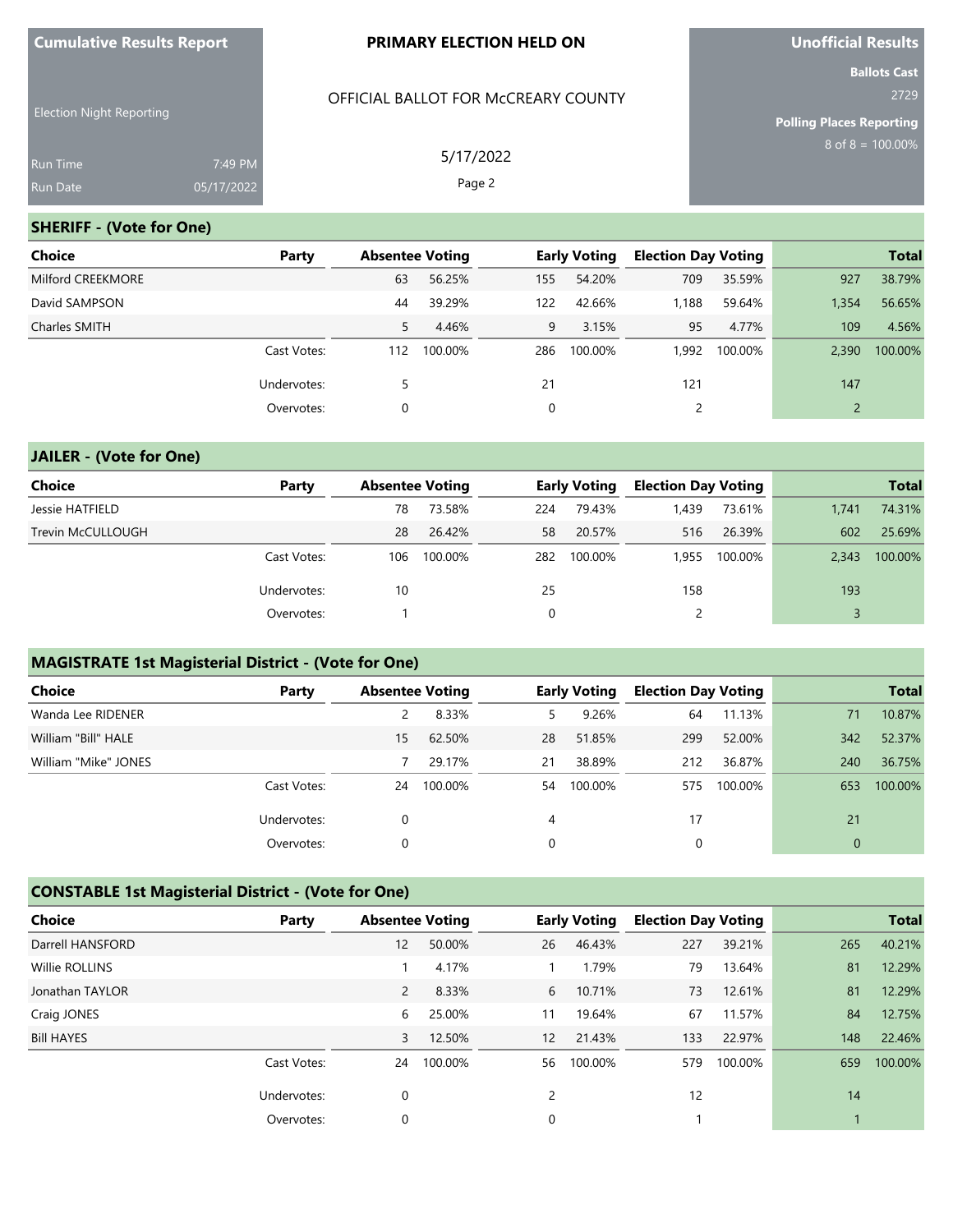**Cumulative Results Report**

Election Night Reporting

Run Time 7:49 PM
Run Date 05/17/2022

**PRIMARY ELECTION HELD ON**

OFFICIAL BALLOT FOR McCREARY COUNTY

5/17/2022

Page 2

**Unofficial Results**

**Ballots Cast**
2729

**Polling Places Reporting**
8 of 8 = 100.00%

## SHERIFF - (Vote for One)

| Choice | Party | Absentee Voting | | Early Voting | | Election Day Voting | | Total | |
|---|---|---|---|---|---|---|---|---|---|
| Milford CREEKMORE | | 63 | 56.25% | 155 | 54.20% | 709 | 35.59% | 927 | 38.79% |
| David SAMPSON | | 44 | 39.29% | 122 | 42.66% | 1,188 | 59.64% | 1,354 | 56.65% |
| Charles SMITH | | 5 | 4.46% | 9 | 3.15% | 95 | 4.77% | 109 | 4.56% |
| | Cast Votes: | 112 | 100.00% | 286 | 100.00% | 1,992 | 100.00% | 2,390 | 100.00% |
| | Undervotes: | 5 | | 21 | | 121 | | 147 | |
| | Overvotes: | 0 | | 0 | | 2 | | 2 | |

## JAILER - (Vote for One)

| Choice | Party | Absentee Voting | | Early Voting | | Election Day Voting | | Total | |
|---|---|---|---|---|---|---|---|---|---|
| Jessie HATFIELD | | 78 | 73.58% | 224 | 79.43% | 1,439 | 73.61% | 1,741 | 74.31% |
| Trevin McCULLOUGH | | 28 | 26.42% | 58 | 20.57% | 516 | 26.39% | 602 | 25.69% |
| | Cast Votes: | 106 | 100.00% | 282 | 100.00% | 1,955 | 100.00% | 2,343 | 100.00% |
| | Undervotes: | 10 | | 25 | | 158 | | 193 | |
| | Overvotes: | 1 | | 0 | | 2 | | 3 | |

## MAGISTRATE 1st Magisterial District - (Vote for One)

| Choice | Party | Absentee Voting | | Early Voting | | Election Day Voting | | Total | |
|---|---|---|---|---|---|---|---|---|---|
| Wanda Lee RIDENER | | 2 | 8.33% | 5 | 9.26% | 64 | 11.13% | 71 | 10.87% |
| William "Bill" HALE | | 15 | 62.50% | 28 | 51.85% | 299 | 52.00% | 342 | 52.37% |
| William "Mike" JONES | | 7 | 29.17% | 21 | 38.89% | 212 | 36.87% | 240 | 36.75% |
| | Cast Votes: | 24 | 100.00% | 54 | 100.00% | 575 | 100.00% | 653 | 100.00% |
| | Undervotes: | 0 | | 4 | | 17 | | 21 | |
| | Overvotes: | 0 | | 0 | | 0 | | 0 | |

## CONSTABLE 1st Magisterial District - (Vote for One)

| Choice | Party | Absentee Voting | | Early Voting | | Election Day Voting | | Total | |
|---|---|---|---|---|---|---|---|---|---|
| Darrell HANSFORD | | 12 | 50.00% | 26 | 46.43% | 227 | 39.21% | 265 | 40.21% |
| Willie ROLLINS | | 1 | 4.17% | 1 | 1.79% | 79 | 13.64% | 81 | 12.29% |
| Jonathan TAYLOR | | 2 | 8.33% | 6 | 10.71% | 73 | 12.61% | 81 | 12.29% |
| Craig JONES | | 6 | 25.00% | 11 | 19.64% | 67 | 11.57% | 84 | 12.75% |
| Bill HAYES | | 3 | 12.50% | 12 | 21.43% | 133 | 22.97% | 148 | 22.46% |
| | Cast Votes: | 24 | 100.00% | 56 | 100.00% | 579 | 100.00% | 659 | 100.00% |
| | Undervotes: | 0 | | 2 | | 12 | | 14 | |
| | Overvotes: | 0 | | 0 | | 1 | | 1 | |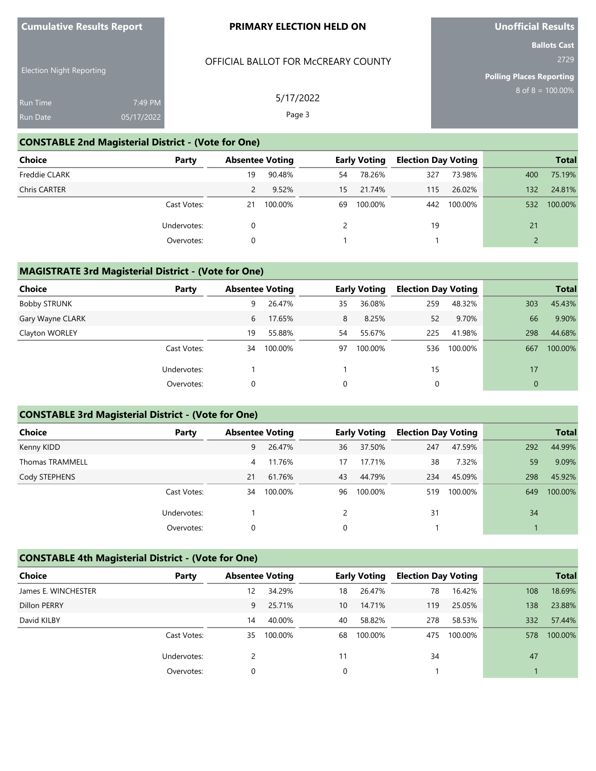Cumulative Results Report

Election Night Reporting

Run Time 7:49 PM
Run Date 05/17/2022

**PRIMARY ELECTION HELD ON**

OFFICIAL BALLOT FOR McCREARY COUNTY

5/17/2022

**Unofficial Results**

**Ballots Cast**
2729

**Polling Places Reporting**
8 of 8 = 100.00%

## CONSTABLE 2nd Magisterial District - (Vote for One)

| Choice | Party | Absentee Voting | | Early Voting | | Election Day Voting | | Total | |
|---|---|---|---|---|---|---|---|---|---|
| Freddie CLARK | | 19 | 90.48% | 54 | 78.26% | 327 | 73.98% | 400 | 75.19% |
| Chris CARTER | | 2 | 9.52% | 15 | 21.74% | 115 | 26.02% | 132 | 24.81% |
| | Cast Votes: | 21 | 100.00% | 69 | 100.00% | 442 | 100.00% | 532 | 100.00% |
| | Undervotes: | 0 | | 2 | | 19 | | 21 | |
| | Overvotes: | 0 | | 1 | | 1 | | 2 | |

## MAGISTRATE 3rd Magisterial District - (Vote for One)

| Choice | Party | Absentee Voting | | Early Voting | | Election Day Voting | | Total | |
|---|---|---|---|---|---|---|---|---|---|
| Bobby STRUNK | | 9 | 26.47% | 35 | 36.08% | 259 | 48.32% | 303 | 45.43% |
| Gary Wayne CLARK | | 6 | 17.65% | 8 | 8.25% | 52 | 9.70% | 66 | 9.90% |
| Clayton WORLEY | | 19 | 55.88% | 54 | 55.67% | 225 | 41.98% | 298 | 44.68% |
| | Cast Votes: | 34 | 100.00% | 97 | 100.00% | 536 | 100.00% | 667 | 100.00% |
| | Undervotes: | 1 | | 1 | | 15 | | 17 | |
| | Overvotes: | 0 | | 0 | | 0 | | 0 | |

## CONSTABLE 3rd Magisterial District - (Vote for One)

| Choice | Party | Absentee Voting | | Early Voting | | Election Day Voting | | Total | |
|---|---|---|---|---|---|---|---|---|---|
| Kenny KIDD | | 9 | 26.47% | 36 | 37.50% | 247 | 47.59% | 292 | 44.99% |
| Thomas TRAMMELL | | 4 | 11.76% | 17 | 17.71% | 38 | 7.32% | 59 | 9.09% |
| Cody STEPHENS | | 21 | 61.76% | 43 | 44.79% | 234 | 45.09% | 298 | 45.92% |
| | Cast Votes: | 34 | 100.00% | 96 | 100.00% | 519 | 100.00% | 649 | 100.00% |
| | Undervotes: | 1 | | 2 | | 31 | | 34 | |
| | Overvotes: | 0 | | 0 | | 1 | | 1 | |

## CONSTABLE 4th Magisterial District - (Vote for One)

| Choice | Party | Absentee Voting | | Early Voting | | Election Day Voting | | Total | |
|---|---|---|---|---|---|---|---|---|---|
| James E. WINCHESTER | | 12 | 34.29% | 18 | 26.47% | 78 | 16.42% | 108 | 18.69% |
| Dillon PERRY | | 9 | 25.71% | 10 | 14.71% | 119 | 25.05% | 138 | 23.88% |
| David KILBY | | 14 | 40.00% | 40 | 58.82% | 278 | 58.53% | 332 | 57.44% |
| | Cast Votes: | 35 | 100.00% | 68 | 100.00% | 475 | 100.00% | 578 | 100.00% |
| | Undervotes: | 2 | | 11 | | 34 | | 47 | |
| | Overvotes: | 0 | | 0 | | 1 | | 1 | |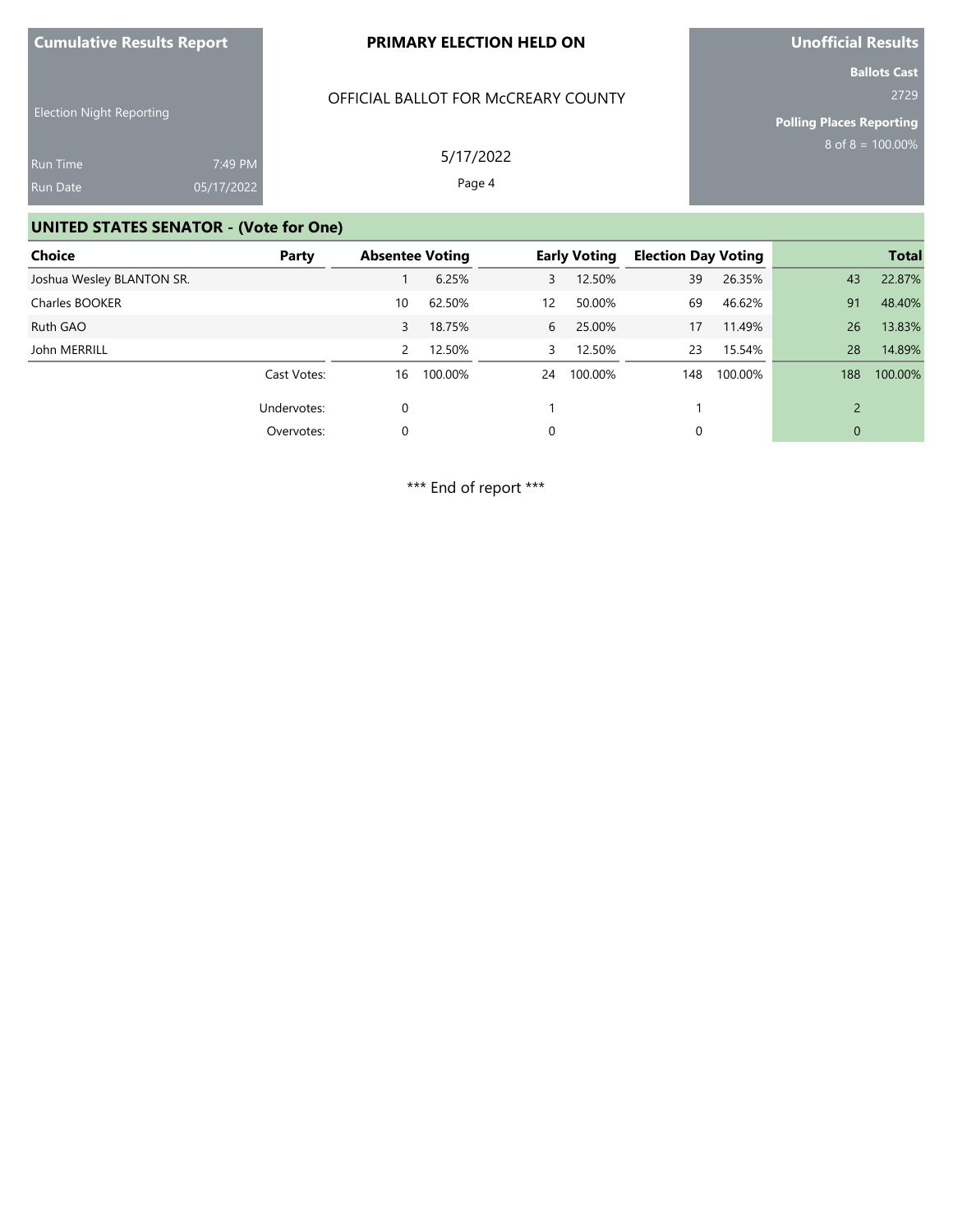**Cumulative Results Report**

Election Night Reporting

Run Time 7:49 PM

Run Date 05/17/2022

**PRIMARY ELECTION HELD ON**

OFFICIAL BALLOT FOR McCREARY COUNTY

5/17/2022

**Unofficial Results**

**Ballots Cast**

2729

**Polling Places Reporting**

8 of 8 = 100.00%

## UNITED STATES SENATOR - (Vote for One)

| Choice | Party | Absentee Voting | | Early Voting | | Election Day Voting | | Total | |
|---|---|---|---|---|---|---|---|---|---|
| Joshua Wesley BLANTON SR. | | 1 | 6.25% | 3 | 12.50% | 39 | 26.35% | 43 | 22.87% |
| Charles BOOKER | | 10 | 62.50% | 12 | 50.00% | 69 | 46.62% | 91 | 48.40% |
| Ruth GAO | | 3 | 18.75% | 6 | 25.00% | 17 | 11.49% | 26 | 13.83% |
| John MERRILL | | 2 | 12.50% | 3 | 12.50% | 23 | 15.54% | 28 | 14.89% |
| | Cast Votes: | 16 | 100.00% | 24 | 100.00% | 148 | 100.00% | 188 | 100.00% |
| | Undervotes: | 0 | | 1 | | 1 | | 2 | |
| | Overvotes: | 0 | | 0 | | 0 | | 0 | |

*** End of report ***